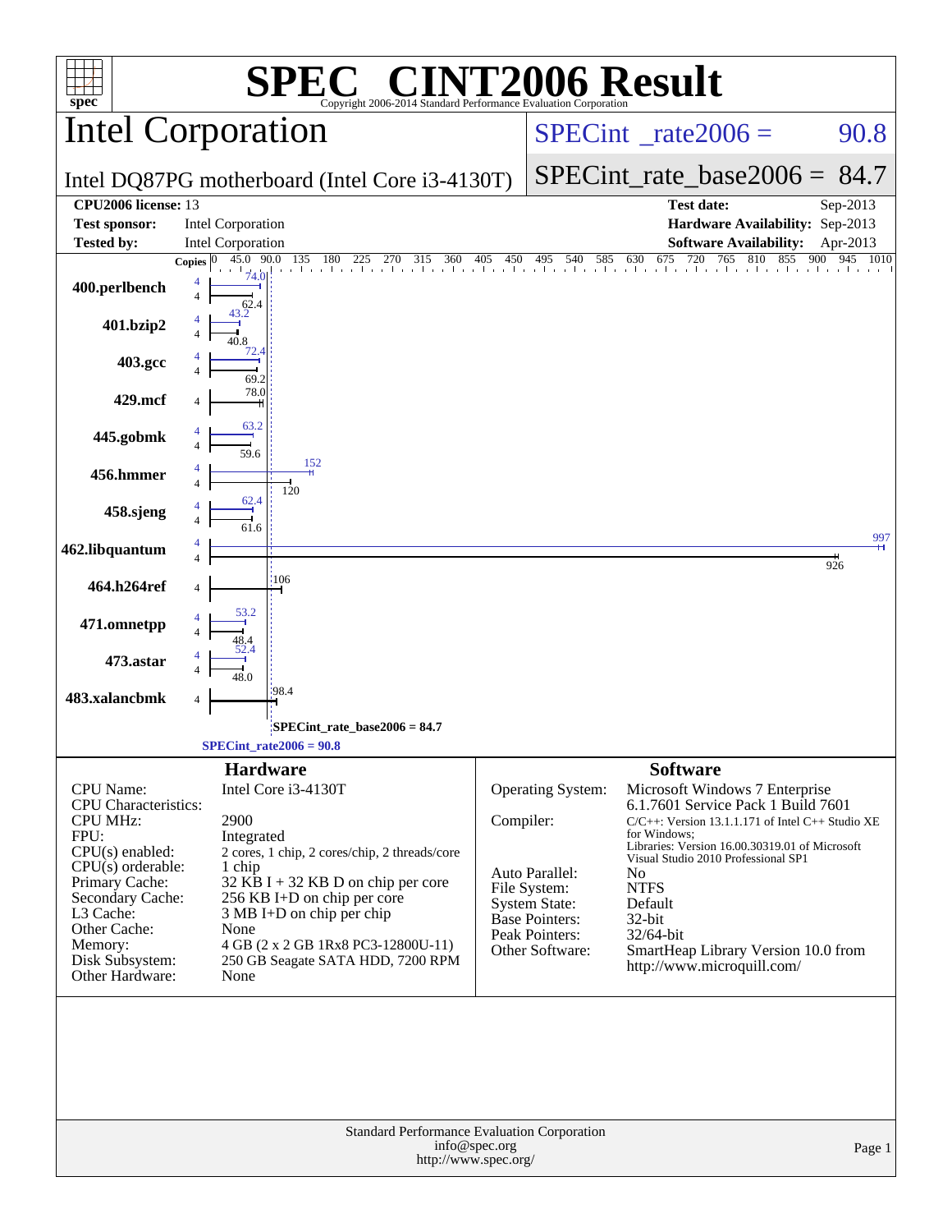# SPEC CINT2006 Result

Copyright 2006-2014 Standard Performance Evaluation Corporation

## Intel Corporation

Intel DQ87PG motherboard (Intel Core i3-4130T)

SPECint_rate2006 = 90.8

SPECint_rate_base2006 = 84.7

| | | | |
|---|---|---|---|
| **CPU2006 license:** 13 | | **Test date:** | Sep-2013 |
| **Test sponsor:** | Intel Corporation | **Hardware Availability:** | Sep-2013 |
| **Tested by:** | Intel Corporation | **Software Availability:** | Apr-2013 |

| Benchmark | Copies (peak) | Peak | Copies (base) | Base |
|---|---|---|---|---|
| 400.perlbench | 4 | 74.0 | 4 | 62.4 |
| 401.bzip2 | 4 | 43.2 | 4 | 40.8 |
| 403.gcc | 4 | 72.4 | 4 | 69.2 |
| 429.mcf | | | 4 | 78.0 |
| 445.gobmk | 4 | 63.2 | 4 | 59.6 |
| 456.hmmer | 4 | 152 | 4 | 120 |
| 458.sjeng | 4 | 62.4 | 4 | 61.6 |
| 462.libquantum | 4 | 997 | 4 | 926 |
| 464.h264ref | | | 4 | 106 |
| 471.omnetpp | 4 | 53.2 | 4 | 48.4 |
| 473.astar | 4 | 52.4 | 4 | 48.0 |
| 483.xalancbmk | | | 4 | 98.4 |

SPECint_rate_base2006 = 84.7

SPECint_rate2006 = 90.8

## Hardware

| | |
|---|---|
| CPU Name: | Intel Core i3-4130T |
| CPU Characteristics: | |
| CPU MHz: | 2900 |
| FPU: | Integrated |
| CPU(s) enabled: | 2 cores, 1 chip, 2 cores/chip, 2 threads/core |
| CPU(s) orderable: | 1 chip |
| Primary Cache: | 32 KB I + 32 KB D on chip per core |
| Secondary Cache: | 256 KB I+D on chip per core |
| L3 Cache: | 3 MB I+D on chip per chip |
| Other Cache: | None |
| Memory: | 4 GB (2 x 2 GB 1Rx8 PC3-12800U-11) |
| Disk Subsystem: | 250 GB Seagate SATA HDD, 7200 RPM |
| Other Hardware: | None |

## Software

| | |
|---|---|
| Operating System: | Microsoft Windows 7 Enterprise 6.1.7601 Service Pack 1 Build 7601 |
| Compiler: | C/C++: Version 13.1.1.171 of Intel C++ Studio XE for Windows; Libraries: Version 16.00.30319.01 of Microsoft Visual Studio 2010 Professional SP1 |
| Auto Parallel: | No |
| File System: | NTFS |
| System State: | Default |
| Base Pointers: | 32-bit |
| Peak Pointers: | 32/64-bit |
| Other Software: | SmartHeap Library Version 10.0 from http://www.microquill.com/ |

Standard Performance Evaluation Corporation
info@spec.org
http://www.spec.org/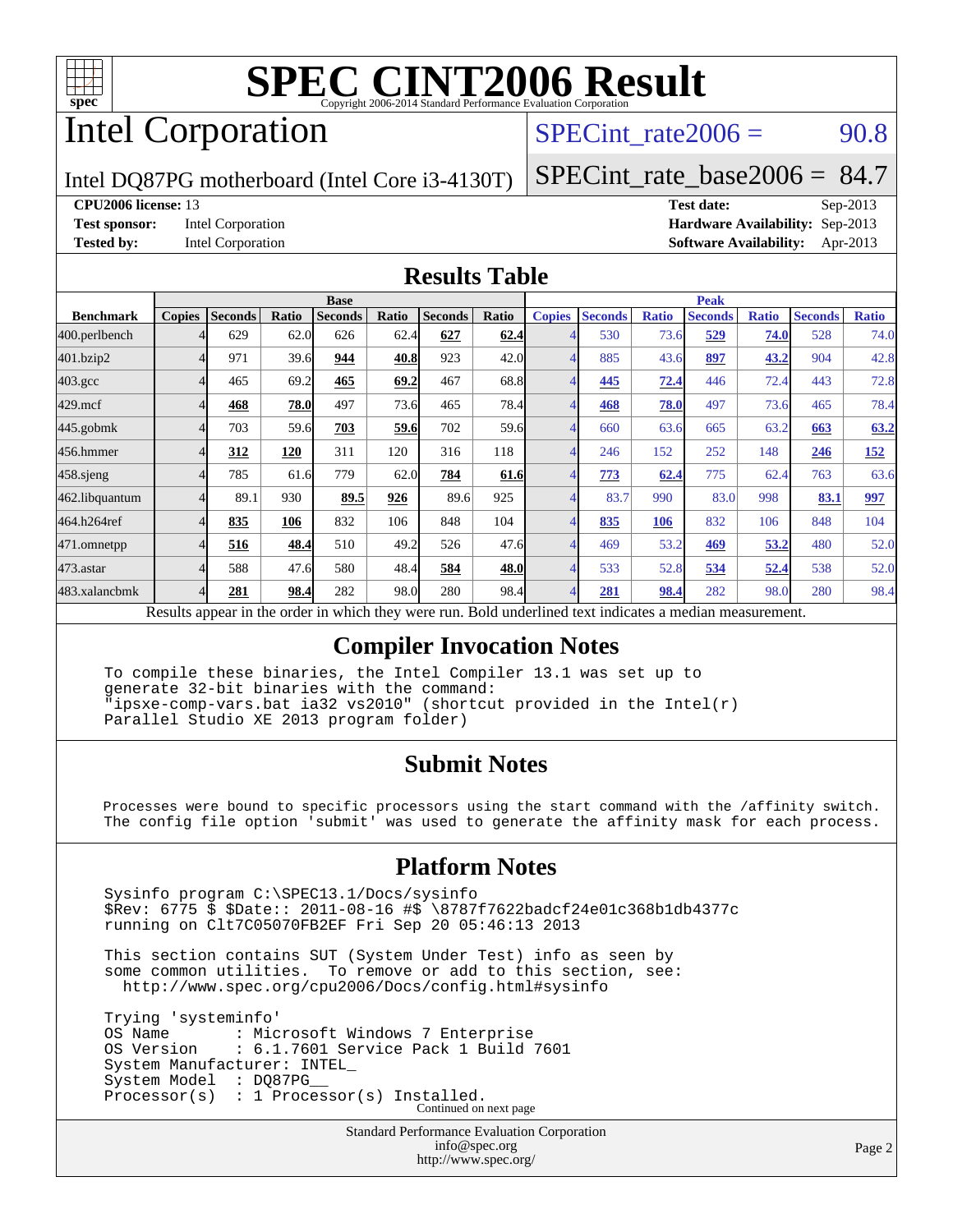# SPEC CINT2006 Result

Copyright 2006-2014 Standard Performance Evaluation Corporation

## Intel Corporation

Intel DQ87PG motherboard (Intel Core i3-4130T)

SPECint_rate2006 = 90.8

SPECint_rate_base2006 = 84.7

**CPU2006 license:** 13
**Test sponsor:** Intel Corporation
**Tested by:** Intel Corporation

**Test date:** Sep-2013
**Hardware Availability:** Sep-2013
**Software Availability:** Apr-2013

### Results Table

| | Base | | | | | | | Peak | | | | | | |
|---|---|---|---|---|---|---|---|---|---|---|---|---|---|---|
| **Benchmark** | **Copies** | **Seconds** | **Ratio** | **Seconds** | **Ratio** | **Seconds** | **Ratio** | **Copies** | **Seconds** | **Ratio** | **Seconds** | **Ratio** | **Seconds** | **Ratio** |
| 400.perlbench | 4 | 629 | 62.0 | 626 | 62.4 | **627** | **62.4** | 4 | 530 | 73.6 | **529** | **74.0** | 528 | 74.0 |
| 401.bzip2 | 4 | 971 | 39.6 | **944** | **40.8** | 923 | 42.0 | 4 | 885 | 43.6 | **897** | **43.2** | 904 | 42.8 |
| 403.gcc | 4 | 465 | 69.2 | **465** | **69.2** | 467 | 68.8 | 4 | **445** | **72.4** | 446 | 72.4 | 443 | 72.8 |
| 429.mcf | 4 | **468** | **78.0** | 497 | 73.6 | 465 | 78.4 | 4 | **468** | **78.0** | 497 | 73.6 | 465 | 78.4 |
| 445.gobmk | 4 | 703 | 59.6 | **703** | **59.6** | 702 | 59.6 | 4 | 660 | 63.6 | 665 | 63.2 | **663** | **63.2** |
| 456.hmmer | 4 | **312** | **120** | 311 | 120 | 316 | 118 | 4 | 246 | 152 | 252 | 148 | **246** | **152** |
| 458.sjeng | 4 | 785 | 61.6 | 779 | 62.0 | **784** | **61.6** | 4 | **773** | **62.4** | 775 | 62.4 | 763 | 63.6 |
| 462.libquantum | 4 | 89.1 | 930 | **89.5** | **926** | 89.6 | 925 | 4 | 83.7 | 990 | 83.0 | 998 | **83.1** | **997** |
| 464.h264ref | 4 | **835** | **106** | 832 | 106 | 848 | 104 | 4 | **835** | **106** | 832 | 106 | 848 | 104 |
| 471.omnetpp | 4 | **516** | **48.4** | 510 | 49.2 | 526 | 47.6 | 4 | 469 | 53.2 | **469** | **53.2** | 480 | 52.0 |
| 473.astar | 4 | 588 | 47.6 | 580 | 48.4 | **584** | **48.0** | 4 | 533 | 52.8 | **534** | **52.4** | 538 | 52.0 |
| 483.xalancbmk | 4 | **281** | **98.4** | 282 | 98.0 | 280 | 98.4 | 4 | **281** | **98.4** | 282 | 98.0 | 280 | 98.4 |

Results appear in the order in which they were run. Bold underlined text indicates a median measurement.

### Compiler Invocation Notes

```
To compile these binaries, the Intel Compiler 13.1 was set up to
generate 32-bit binaries with the command:
"ipsxe-comp-vars.bat ia32 vs2010" (shortcut provided in the Intel(r)
Parallel Studio XE 2013 program folder)
```

### Submit Notes

```
Processes were bound to specific processors using the start command with the /affinity switch.
The config file option 'submit' was used to generate the affinity mask for each process.
```

### Platform Notes

```
Sysinfo program C:\SPEC13.1/Docs/sysinfo
$Rev: 6775 $ $Date:: 2011-08-16 #$ \8787f7622badcf24e01c368b1db4377c
running on Clt7C05070FB2EF Fri Sep 20 05:46:13 2013

This section contains SUT (System Under Test) info as seen by
some common utilities.  To remove or add to this section, see:
  http://www.spec.org/cpu2006/Docs/config.html#sysinfo

Trying 'systeminfo'
OS Name        : Microsoft Windows 7 Enterprise
OS Version     : 6.1.7601 Service Pack 1 Build 7601
System Manufacturer: INTEL_
System Model   : DQ87PG__
Processor(s)   : 1 Processor(s) Installed.
```

Continued on next page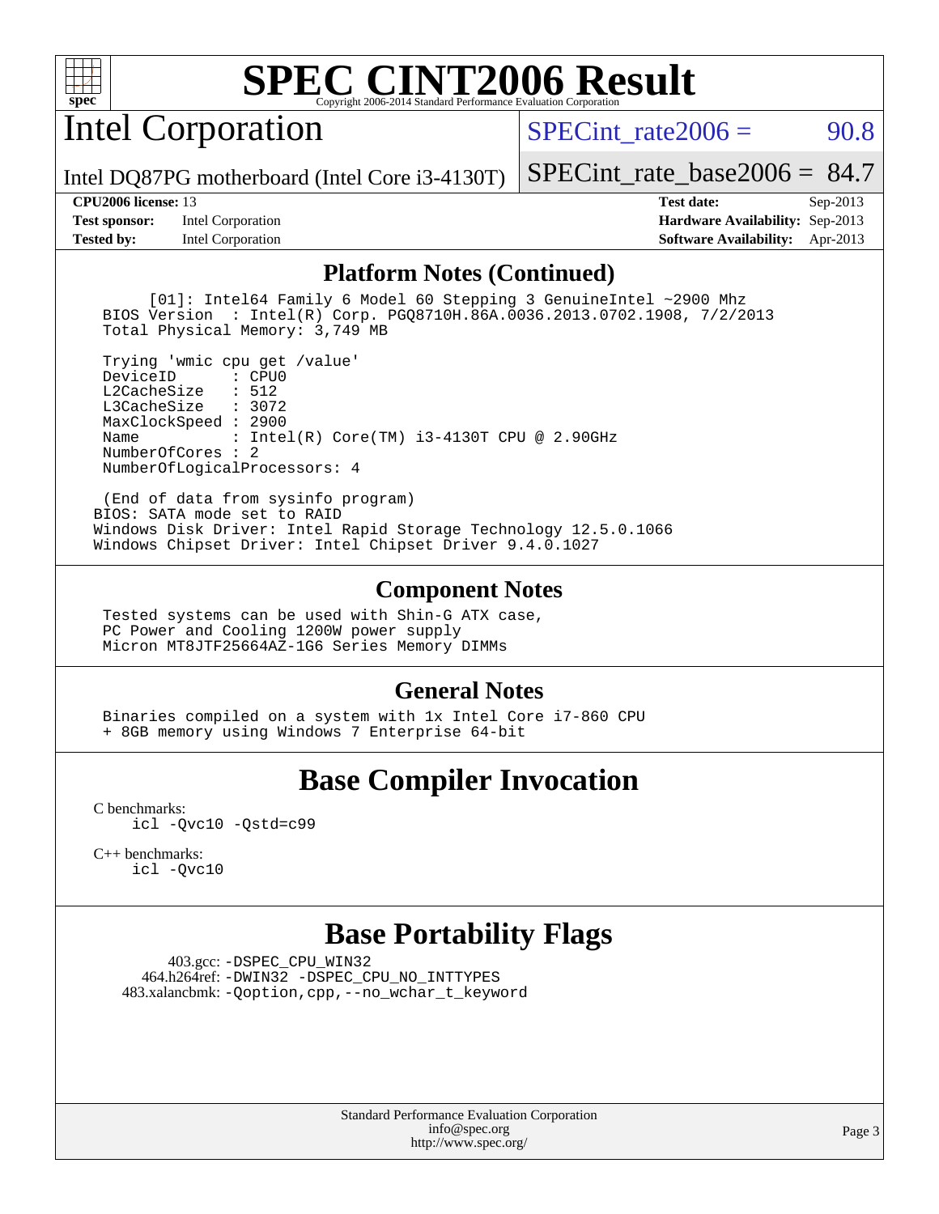# SPEC CINT2006 Result

Copyright 2006-2014 Standard Performance Evaluation Corporation

## Intel Corporation

Intel DQ87PG motherboard (Intel Core i3-4130T)

SPECint_rate2006 = 90.8

SPECint_rate_base2006 = 84.7

| | | | |
|---|---|---|---|
| **CPU2006 license:** 13 | | **Test date:** | Sep-2013 |
| **Test sponsor:** | Intel Corporation | **Hardware Availability:** | Sep-2013 |
| **Tested by:** | Intel Corporation | **Software Availability:** | Apr-2013 |

### Platform Notes (Continued)

```
     [01]: Intel64 Family 6 Model 60 Stepping 3 GenuineIntel ~2900 Mhz
 BIOS Version  : Intel(R) Corp. PGQ8710H.86A.0036.2013.0702.1908, 7/2/2013
 Total Physical Memory: 3,749 MB

 Trying 'wmic cpu get /value'
 DeviceID       : CPU0
 L2CacheSize    : 512
 L3CacheSize    : 3072
 MaxClockSpeed : 2900
 Name           : Intel(R) Core(TM) i3-4130T CPU @ 2.90GHz
 NumberOfCores : 2
 NumberOfLogicalProcessors: 4

 (End of data from sysinfo program)
BIOS: SATA mode set to RAID
Windows Disk Driver: Intel Rapid Storage Technology 12.5.0.1066
Windows Chipset Driver: Intel Chipset Driver 9.4.0.1027
```

### Component Notes

```
 Tested systems can be used with Shin-G ATX case,
 PC Power and Cooling 1200W power supply
 Micron MT8JTF25664AZ-1G6 Series Memory DIMMs
```

### General Notes

```
 Binaries compiled on a system with 1x Intel Core i7-860 CPU
 + 8GB memory using Windows 7 Enterprise 64-bit
```

## Base Compiler Invocation

C benchmarks:
```
icl -Qvc10 -Qstd=c99
```

C++ benchmarks:
```
icl -Qvc10
```

## Base Portability Flags

403.gcc: -DSPEC_CPU_WIN32
464.h264ref: -DWIN32 -DSPEC_CPU_NO_INTTYPES
483.xalancbmk: -Qoption,cpp,--no_wchar_t_keyword

Standard Performance Evaluation Corporation
info@spec.org
http://www.spec.org/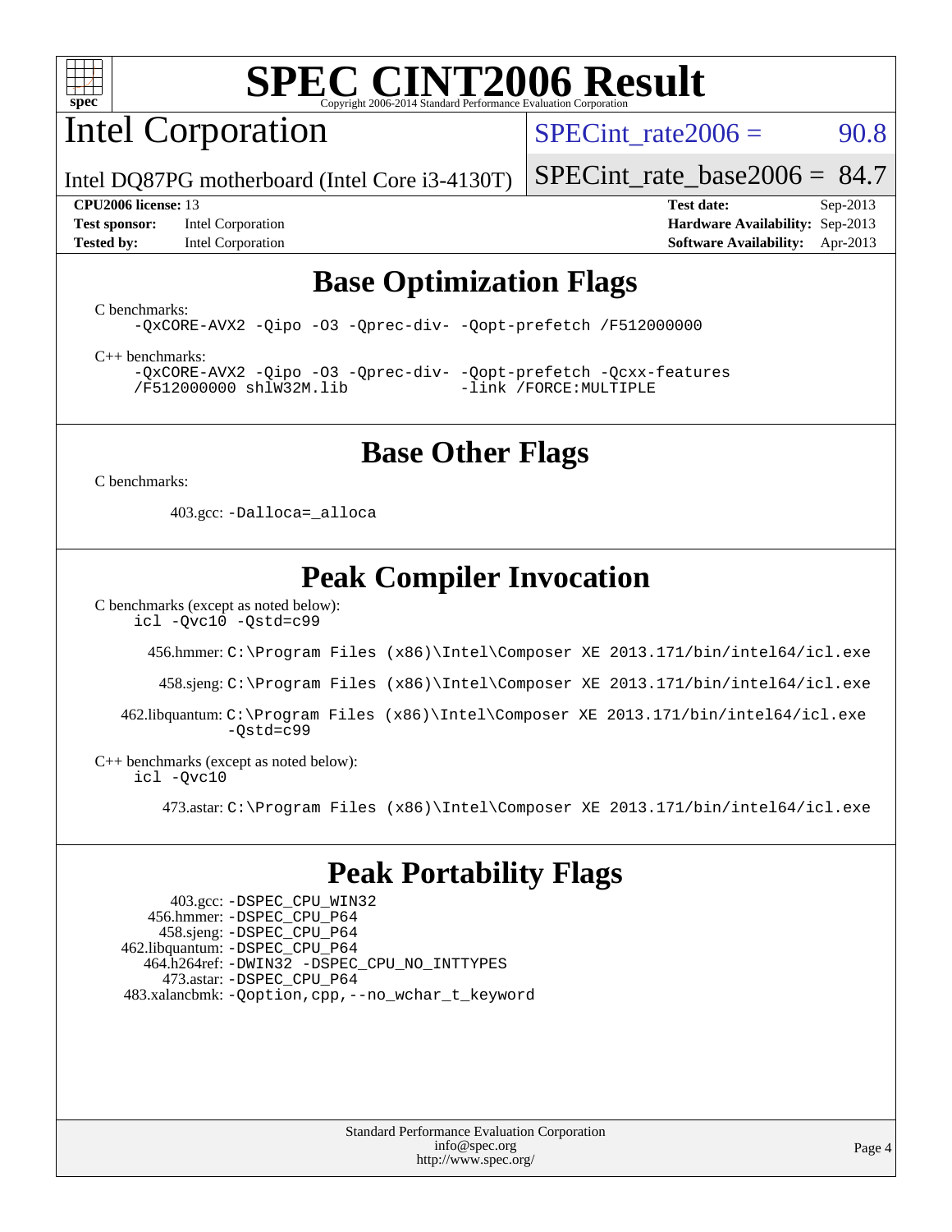# SPEC CINT2006 Result

Copyright 2006-2014 Standard Performance Evaluation Corporation

## Intel Corporation

Intel DQ87PG motherboard (Intel Core i3-4130T)

SPECint_rate2006 = 90.8

SPECint_rate_base2006 = 84.7

**CPU2006 license:** 13
**Test sponsor:** Intel Corporation
**Tested by:** Intel Corporation

**Test date:** Sep-2013
**Hardware Availability:** Sep-2013
**Software Availability:** Apr-2013

## Base Optimization Flags

C benchmarks:

```
-QxCORE-AVX2 -Qipo -O3 -Qprec-div- -Qopt-prefetch /F512000000
```

C++ benchmarks:

```
-QxCORE-AVX2 -Qipo -O3 -Qprec-div- -Qopt-prefetch -Qcxx-features
/F512000000 shlW32M.lib            -link /FORCE:MULTIPLE
```

## Base Other Flags

C benchmarks:

403.gcc: `-Dalloca=_alloca`

## Peak Compiler Invocation

C benchmarks (except as noted below):

```
icl -Qvc10 -Qstd=c99
```

456.hmmer: `C:\Program Files (x86)\Intel\Composer XE 2013.171/bin/intel64/icl.exe`

458.sjeng: `C:\Program Files (x86)\Intel\Composer XE 2013.171/bin/intel64/icl.exe`

462.libquantum: `C:\Program Files (x86)\Intel\Composer XE 2013.171/bin/intel64/icl.exe -Qstd=c99`

C++ benchmarks (except as noted below):

```
icl -Qvc10
```

473.astar: `C:\Program Files (x86)\Intel\Composer XE 2013.171/bin/intel64/icl.exe`

## Peak Portability Flags

403.gcc: `-DSPEC_CPU_WIN32`
456.hmmer: `-DSPEC_CPU_P64`
458.sjeng: `-DSPEC_CPU_P64`
462.libquantum: `-DSPEC_CPU_P64`
464.h264ref: `-DWIN32 -DSPEC_CPU_NO_INTTYPES`
473.astar: `-DSPEC_CPU_P64`
483.xalancbmk: `-Qoption,cpp,--no_wchar_t_keyword`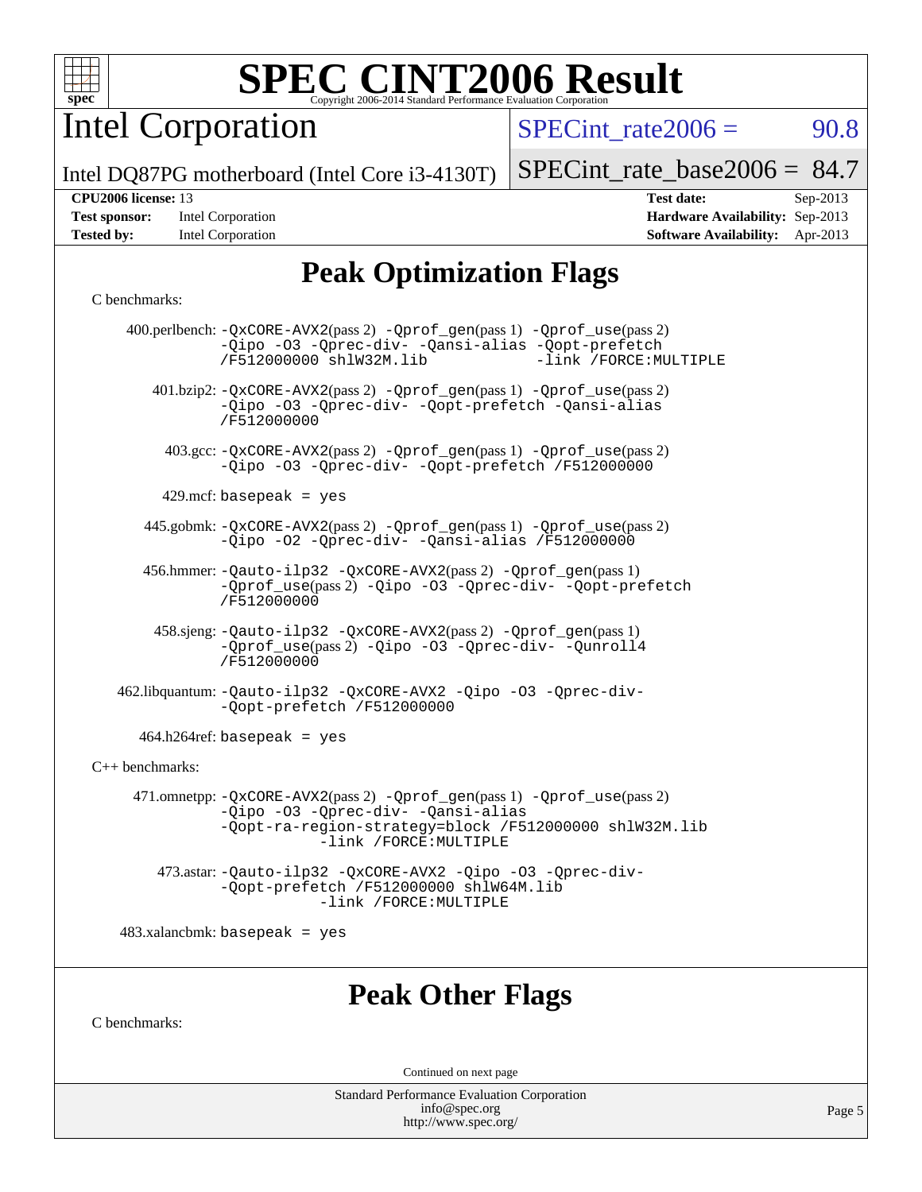# SPEC CINT2006 Result

Copyright 2006-2014 Standard Performance Evaluation Corporation

## Intel Corporation

Intel DQ87PG motherboard (Intel Core i3-4130T)

SPECint_rate2006 = 90.8

SPECint_rate_base2006 = 84.7

**CPU2006 license:** 13
**Test sponsor:** Intel Corporation
**Tested by:** Intel Corporation

**Test date:** Sep-2013
**Hardware Availability:** Sep-2013
**Software Availability:** Apr-2013

## Peak Optimization Flags

C benchmarks:

400.perlbench: -QxCORE-AVX2(pass 2) -Qprof_gen(pass 1) -Qprof_use(pass 2) -Qipo -O3 -Qprec-div- -Qansi-alias -Qopt-prefetch /F512000000 shlW32M.lib -link /FORCE:MULTIPLE

401.bzip2: -QxCORE-AVX2(pass 2) -Qprof_gen(pass 1) -Qprof_use(pass 2) -Qipo -O3 -Qprec-div- -Qopt-prefetch -Qansi-alias /F512000000

403.gcc: -QxCORE-AVX2(pass 2) -Qprof_gen(pass 1) -Qprof_use(pass 2) -Qipo -O3 -Qprec-div- -Qopt-prefetch /F512000000

429.mcf: basepeak = yes

445.gobmk: -QxCORE-AVX2(pass 2) -Qprof_gen(pass 1) -Qprof_use(pass 2) -Qipo -O2 -Qprec-div- -Qansi-alias /F512000000

456.hmmer: -Qauto-ilp32 -QxCORE-AVX2(pass 2) -Qprof_gen(pass 1) -Qprof_use(pass 2) -Qipo -O3 -Qprec-div- -Qopt-prefetch /F512000000

458.sjeng: -Qauto-ilp32 -QxCORE-AVX2(pass 2) -Qprof_gen(pass 1) -Qprof_use(pass 2) -Qipo -O3 -Qprec-div- -Qunroll4 /F512000000

462.libquantum: -Qauto-ilp32 -QxCORE-AVX2 -Qipo -O3 -Qprec-div- -Qopt-prefetch /F512000000

464.h264ref: basepeak = yes

C++ benchmarks:

471.omnetpp: -QxCORE-AVX2(pass 2) -Qprof_gen(pass 1) -Qprof_use(pass 2) -Qipo -O3 -Qprec-div- -Qansi-alias -Qopt-ra-region-strategy=block /F512000000 shlW32M.lib -link /FORCE:MULTIPLE

473.astar: -Qauto-ilp32 -QxCORE-AVX2 -Qipo -O3 -Qprec-div- -Qopt-prefetch /F512000000 shlW64M.lib -link /FORCE:MULTIPLE

483.xalancbmk: basepeak = yes

## Peak Other Flags

C benchmarks:

Continued on next page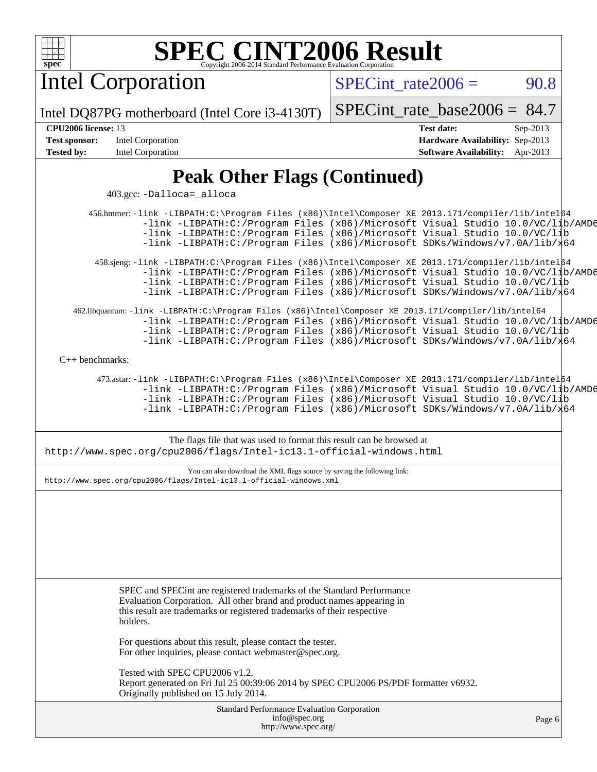## Peak Other Flags (Continued)

403.gcc: -Dalloca=_alloca

456.hmmer: -link -LIBPATH:C:\Program Files (x86)\Intel\Composer XE 2013.171/compiler/lib/intel64
-link -LIBPATH:C:/Program Files (x86)/Microsoft Visual Studio 10.0/VC/lib/AMD64
-link -LIBPATH:C:/Program Files (x86)/Microsoft Visual Studio 10.0/VC/lib
-link -LIBPATH:C:/Program Files (x86)/Microsoft SDKs/Windows/v7.0A/lib/x64

458.sjeng: -link -LIBPATH:C:\Program Files (x86)\Intel\Composer XE 2013.171/compiler/lib/intel64
-link -LIBPATH:C:/Program Files (x86)/Microsoft Visual Studio 10.0/VC/lib/AMD64
-link -LIBPATH:C:/Program Files (x86)/Microsoft Visual Studio 10.0/VC/lib
-link -LIBPATH:C:/Program Files (x86)/Microsoft SDKs/Windows/v7.0A/lib/x64

462.libquantum: -link -LIBPATH:C:\Program Files (x86)\Intel\Composer XE 2013.171/compiler/lib/intel64
-link -LIBPATH:C:/Program Files (x86)/Microsoft Visual Studio 10.0/VC/lib/AMD64
-link -LIBPATH:C:/Program Files (x86)/Microsoft Visual Studio 10.0/VC/lib
-link -LIBPATH:C:/Program Files (x86)/Microsoft SDKs/Windows/v7.0A/lib/x64

C++ benchmarks:

473.astar: -link -LIBPATH:C:\Program Files (x86)\Intel\Composer XE 2013.171/compiler/lib/intel64
-link -LIBPATH:C:/Program Files (x86)/Microsoft Visual Studio 10.0/VC/lib/AMD64
-link -LIBPATH:C:/Program Files (x86)/Microsoft Visual Studio 10.0/VC/lib
-link -LIBPATH:C:/Program Files (x86)/Microsoft SDKs/Windows/v7.0A/lib/x64

The flags file that was used to format this result can be browsed at
http://www.spec.org/cpu2006/flags/Intel-ic13.1-official-windows.html

You can also download the XML flags source by saving the following link:
http://www.spec.org/cpu2006/flags/Intel-ic13.1-official-windows.xml

SPEC and SPECint are registered trademarks of the Standard Performance Evaluation Corporation. All other brand and product names appearing in this result are trademarks or registered trademarks of their respective holders.

For questions about this result, please contact the tester.
For other inquiries, please contact webmaster@spec.org.

Tested with SPEC CPU2006 v1.2.
Report generated on Fri Jul 25 00:39:06 2014 by SPEC CPU2006 PS/PDF formatter v6932.
Originally published on 15 July 2014.